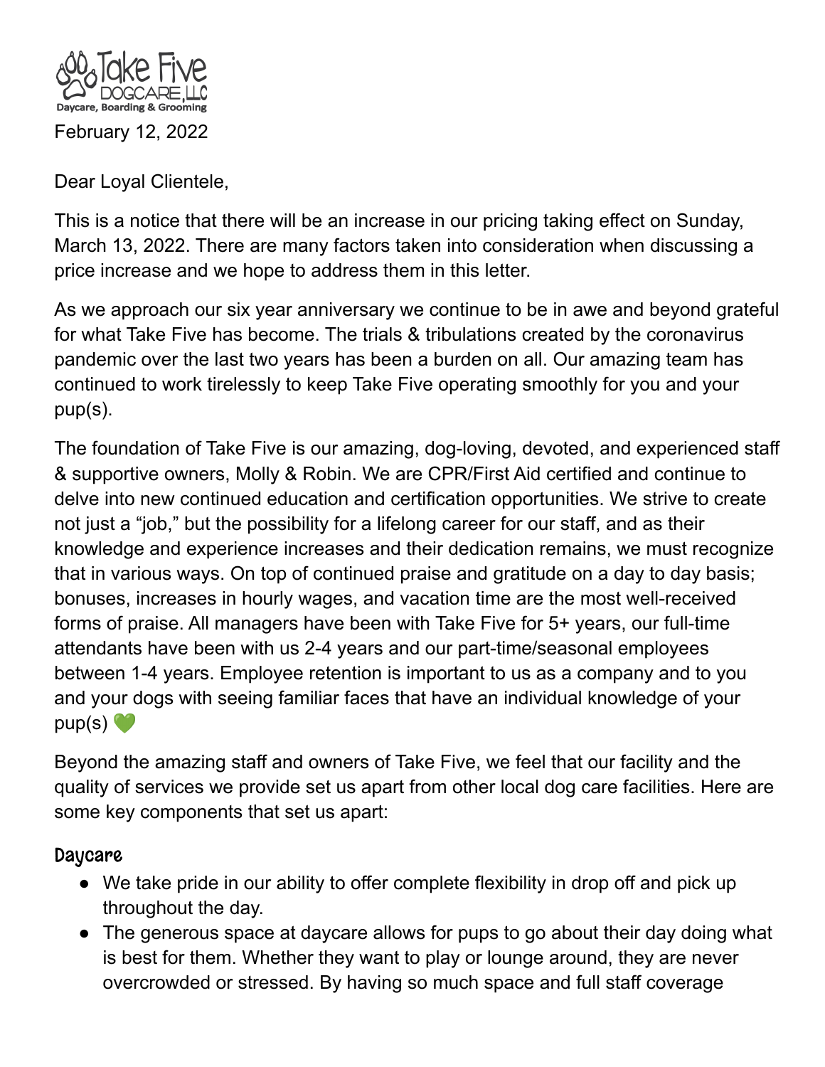Take Five DOGCARE, LLC
Daycare, Boarding & Grooming

February 12, 2022

Dear Loyal Clientele,

This is a notice that there will be an increase in our pricing taking effect on Sunday, March 13, 2022. There are many factors taken into consideration when discussing a price increase and we hope to address them in this letter.

As we approach our six year anniversary we continue to be in awe and beyond grateful for what Take Five has become. The trials & tribulations created by the coronavirus pandemic over the last two years has been a burden on all. Our amazing team has continued to work tirelessly to keep Take Five operating smoothly for you and your pup(s).

The foundation of Take Five is our amazing, dog-loving, devoted, and experienced staff & supportive owners, Molly & Robin. We are CPR/First Aid certified and continue to delve into new continued education and certification opportunities. We strive to create not just a "job," but the possibility for a lifelong career for our staff, and as their knowledge and experience increases and their dedication remains, we must recognize that in various ways. On top of continued praise and gratitude on a day to day basis; bonuses, increases in hourly wages, and vacation time are the most well-received forms of praise. All managers have been with Take Five for 5+ years, our full-time attendants have been with us 2-4 years and our part-time/seasonal employees between 1-4 years. Employee retention is important to us as a company and to you and your dogs with seeing familiar faces that have an individual knowledge of your pup(s) 💚

Beyond the amazing staff and owners of Take Five, we feel that our facility and the quality of services we provide set us apart from other local dog care facilities. Here are some key components that set us apart:

### Daycare

- We take pride in our ability to offer complete flexibility in drop off and pick up throughout the day.
- The generous space at daycare allows for pups to go about their day doing what is best for them. Whether they want to play or lounge around, they are never overcrowded or stressed. By having so much space and full staff coverage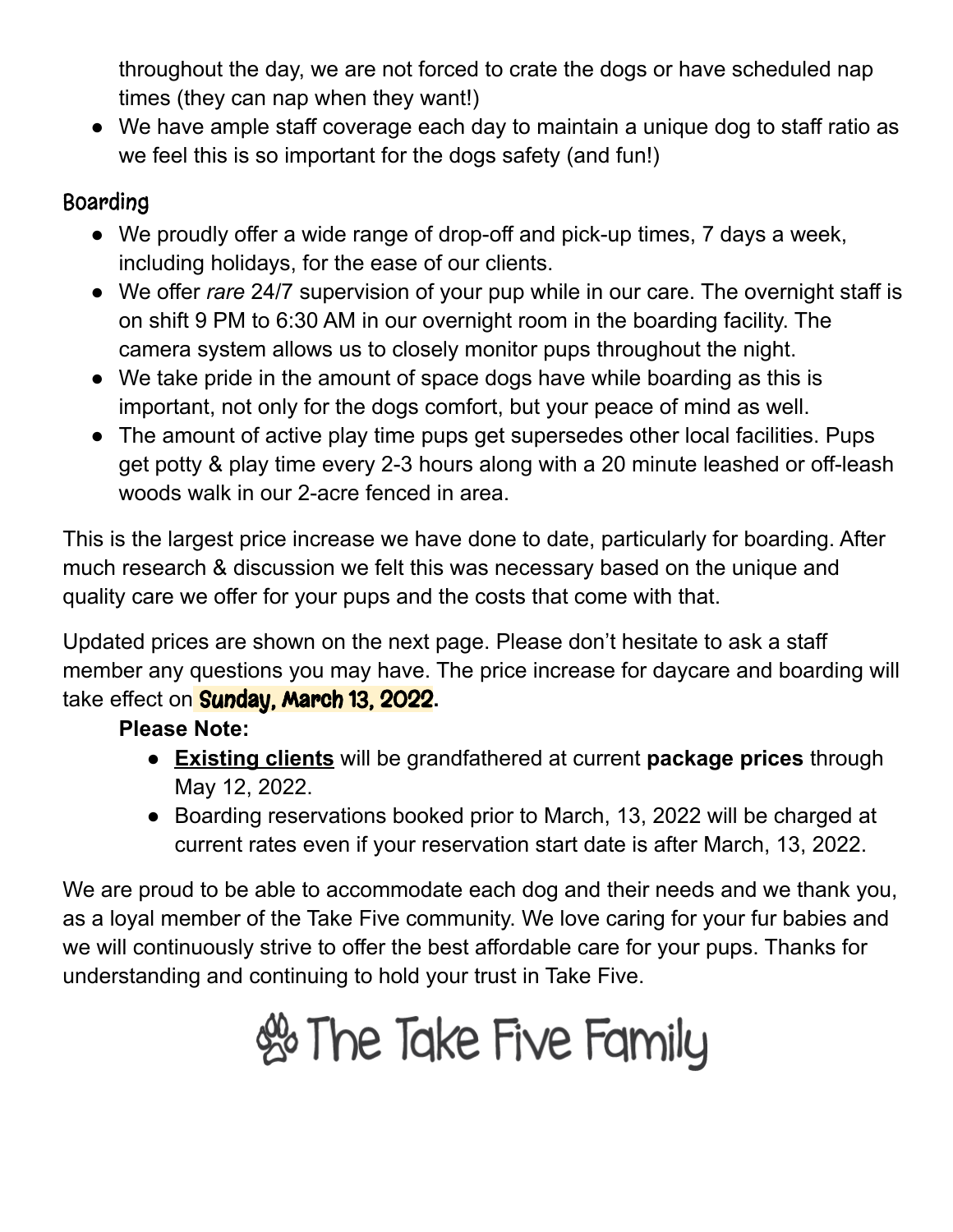- throughout the day, we are not forced to crate the dogs or have scheduled nap times (they can nap when they want!)
- We have ample staff coverage each day to maintain a unique dog to staff ratio as we feel this is so important for the dogs safety (and fun!)

### Boarding

- We proudly offer a wide range of drop-off and pick-up times, 7 days a week, including holidays, for the ease of our clients.
- We offer *rare* 24/7 supervision of your pup while in our care. The overnight staff is on shift 9 PM to 6:30 AM in our overnight room in the boarding facility. The camera system allows us to closely monitor pups throughout the night.
- We take pride in the amount of space dogs have while boarding as this is important, not only for the dogs comfort, but your peace of mind as well.
- The amount of active play time pups get supersedes other local facilities. Pups get potty & play time every 2-3 hours along with a 20 minute leashed or off-leash woods walk in our 2-acre fenced in area.

This is the largest price increase we have done to date, particularly for boarding. After much research & discussion we felt this was necessary based on the unique and quality care we offer for your pups and the costs that come with that.

Updated prices are shown on the next page. Please don't hesitate to ask a staff member any questions you may have. The price increase for daycare and boarding will take effect on **Sunday, March 13, 2022.**

**Please Note:**

- **Existing clients** will be grandfathered at current **package prices** through May 12, 2022.
- Boarding reservations booked prior to March, 13, 2022 will be charged at current rates even if your reservation start date is after March, 13, 2022.

We are proud to be able to accommodate each dog and their needs and we thank you, as a loyal member of the Take Five community. We love caring for your fur babies and we will continuously strive to offer the best affordable care for your pups. Thanks for understanding and continuing to hold your trust in Take Five.

The Take Five Family